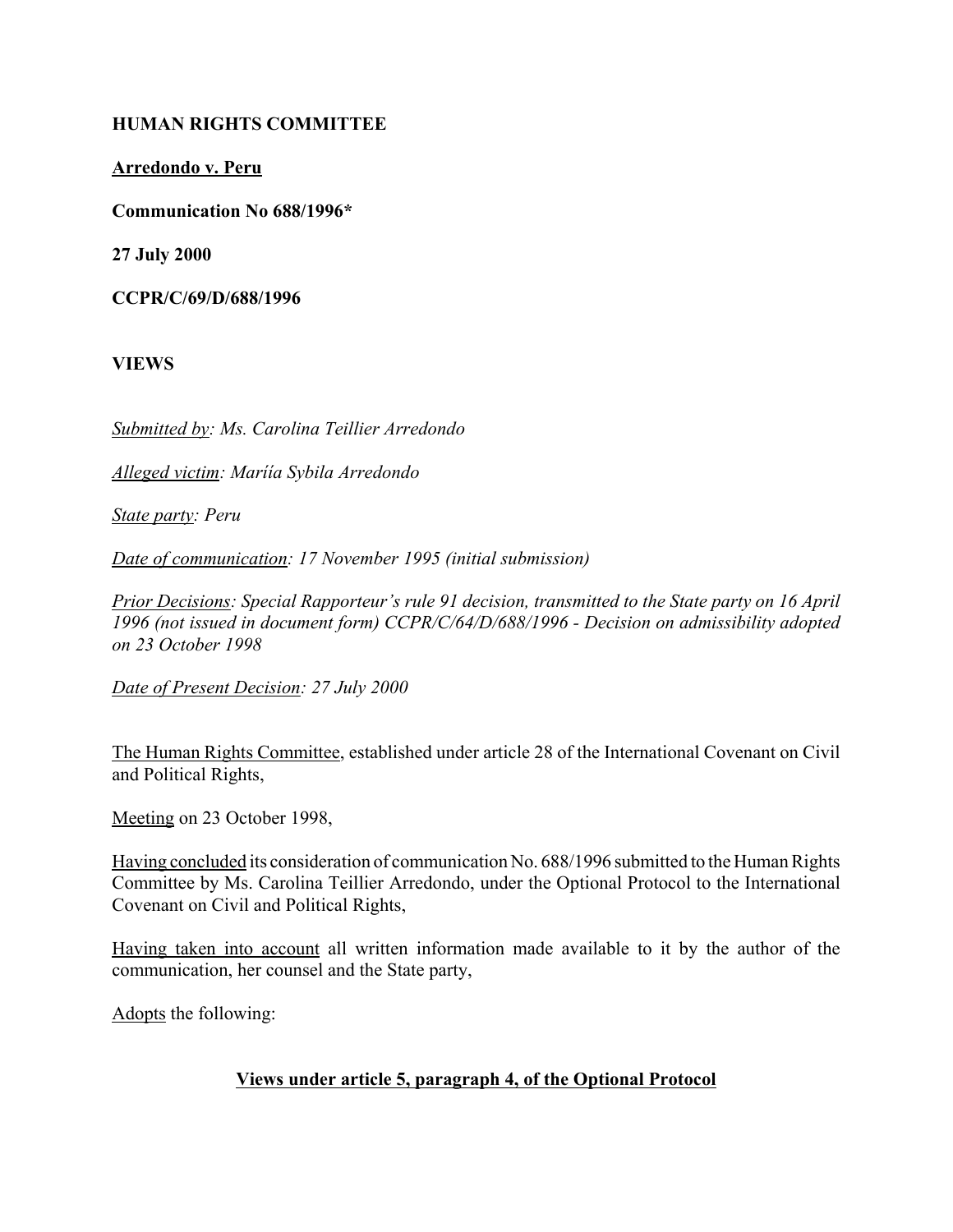**HUMAN RIGHTS COMMITTEE**

**Arredondo v. Peru**

**Communication No 688/1996***

**27 July 2000**

**CCPR/C/69/D/688/1996**

**VIEWS**

*Submitted by: Ms. Carolina Teillier Arredondo*

*Alleged victim: Maríía Sybila Arredondo*

*State party: Peru*

*Date of communication: 17 November 1995 (initial submission)*

*Prior Decisions: Special Rapporteur's rule 91 decision, transmitted to the State party on 16 April 1996 (not issued in document form) CCPR/C/64/D/688/1996 - Decision on admissibility adopted on 23 October 1998*

*Date of Present Decision: 27 July 2000*

The Human Rights Committee, established under article 28 of the International Covenant on Civil and Political Rights,

Meeting on 23 October 1998,

Having concluded its consideration of communication No. 688/1996 submitted to the Human Rights Committee by Ms. Carolina Teillier Arredondo, under the Optional Protocol to the International Covenant on Civil and Political Rights,

Having taken into account all written information made available to it by the author of the communication, her counsel and the State party,

Adopts the following:

**Views under article 5, paragraph 4, of the Optional Protocol**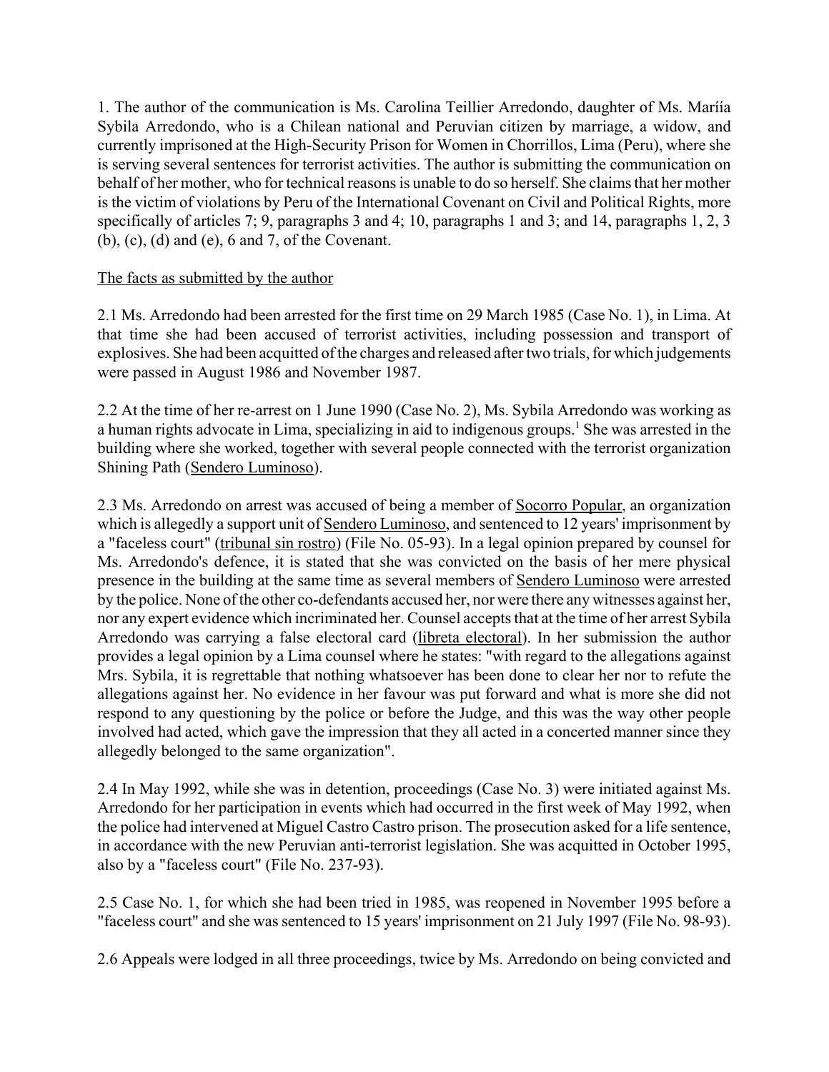1. The author of the communication is Ms. Carolina Teillier Arredondo, daughter of Ms. Maríía Sybila Arredondo, who is a Chilean national and Peruvian citizen by marriage, a widow, and currently imprisoned at the High-Security Prison for Women in Chorrillos, Lima (Peru), where she is serving several sentences for terrorist activities. The author is submitting the communication on behalf of her mother, who for technical reasons is unable to do so herself. She claims that her mother is the victim of violations by Peru of the International Covenant on Civil and Political Rights, more specifically of articles 7; 9, paragraphs 3 and 4; 10, paragraphs 1 and 3; and 14, paragraphs 1, 2, 3 (b), (c), (d) and (e), 6 and 7, of the Covenant.

The facts as submitted by the author

2.1 Ms. Arredondo had been arrested for the first time on 29 March 1985 (Case No. 1), in Lima. At that time she had been accused of terrorist activities, including possession and transport of explosives. She had been acquitted of the charges and released after two trials, for which judgements were passed in August 1986 and November 1987.

2.2 At the time of her re-arrest on 1 June 1990 (Case No. 2), Ms. Sybila Arredondo was working as a human rights advocate in Lima, specializing in aid to indigenous groups.[1] She was arrested in the building where she worked, together with several people connected with the terrorist organization Shining Path (Sendero Luminoso).

2.3 Ms. Arredondo on arrest was accused of being a member of Socorro Popular, an organization which is allegedly a support unit of Sendero Luminoso, and sentenced to 12 years' imprisonment by a "faceless court" (tribunal sin rostro) (File No. 05-93). In a legal opinion prepared by counsel for Ms. Arredondo's defence, it is stated that she was convicted on the basis of her mere physical presence in the building at the same time as several members of Sendero Luminoso were arrested by the police. None of the other co-defendants accused her, nor were there any witnesses against her, nor any expert evidence which incriminated her. Counsel accepts that at the time of her arrest Sybila Arredondo was carrying a false electoral card (libreta electoral). In her submission the author provides a legal opinion by a Lima counsel where he states: "with regard to the allegations against Mrs. Sybila, it is regrettable that nothing whatsoever has been done to clear her nor to refute the allegations against her. No evidence in her favour was put forward and what is more she did not respond to any questioning by the police or before the Judge, and this was the way other people involved had acted, which gave the impression that they all acted in a concerted manner since they allegedly belonged to the same organization".

2.4 In May 1992, while she was in detention, proceedings (Case No. 3) were initiated against Ms. Arredondo for her participation in events which had occurred in the first week of May 1992, when the police had intervened at Miguel Castro Castro prison. The prosecution asked for a life sentence, in accordance with the new Peruvian anti-terrorist legislation. She was acquitted in October 1995, also by a "faceless court" (File No. 237-93).

2.5 Case No. 1, for which she had been tried in 1985, was reopened in November 1995 before a "faceless court" and she was sentenced to 15 years' imprisonment on 21 July 1997 (File No. 98-93).

2.6 Appeals were lodged in all three proceedings, twice by Ms. Arredondo on being convicted and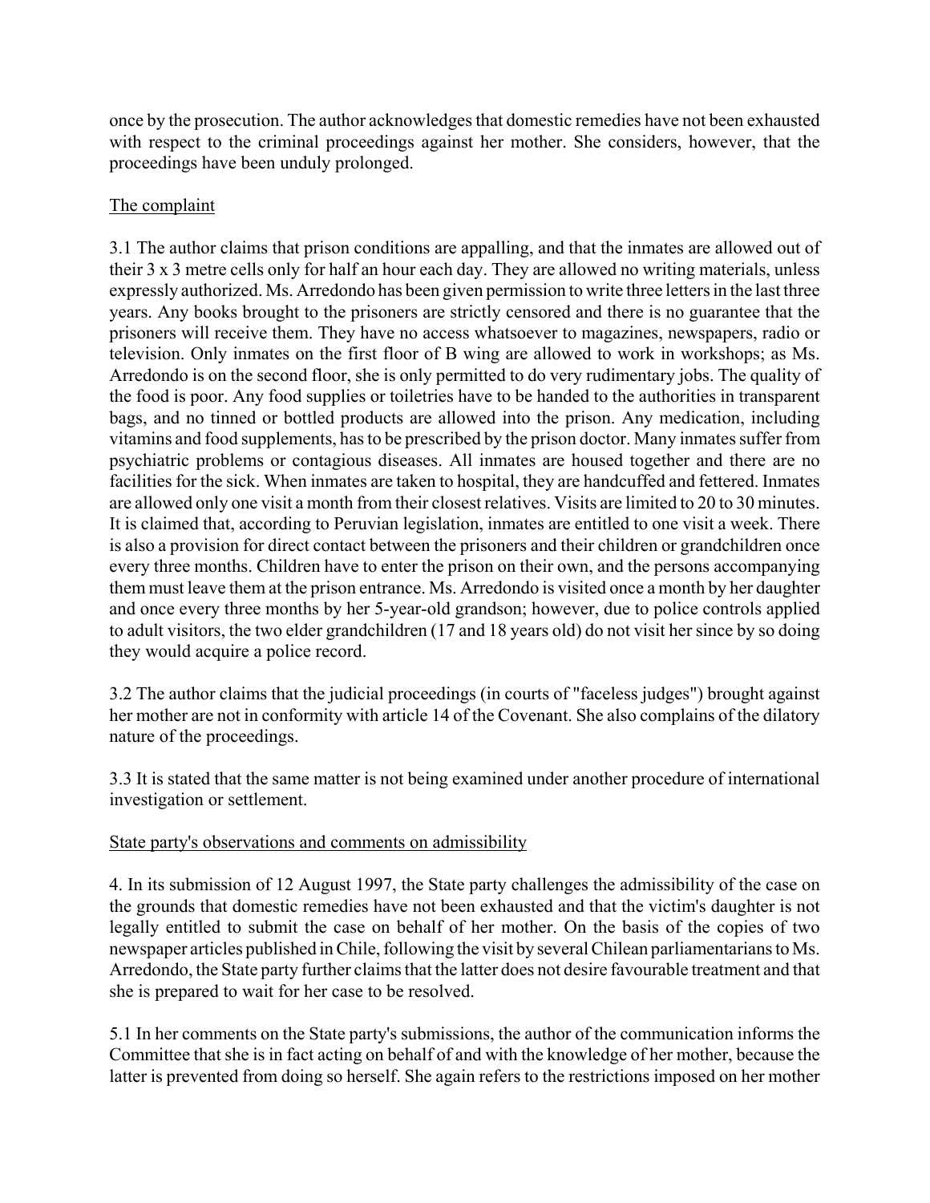once by the prosecution. The author acknowledges that domestic remedies have not been exhausted with respect to the criminal proceedings against her mother. She considers, however, that the proceedings have been unduly prolonged.

## The complaint

3.1 The author claims that prison conditions are appalling, and that the inmates are allowed out of their 3 x 3 metre cells only for half an hour each day. They are allowed no writing materials, unless expressly authorized. Ms. Arredondo has been given permission to write three letters in the last three years. Any books brought to the prisoners are strictly censored and there is no guarantee that the prisoners will receive them. They have no access whatsoever to magazines, newspapers, radio or television. Only inmates on the first floor of B wing are allowed to work in workshops; as Ms. Arredondo is on the second floor, she is only permitted to do very rudimentary jobs. The quality of the food is poor. Any food supplies or toiletries have to be handed to the authorities in transparent bags, and no tinned or bottled products are allowed into the prison. Any medication, including vitamins and food supplements, has to be prescribed by the prison doctor. Many inmates suffer from psychiatric problems or contagious diseases. All inmates are housed together and there are no facilities for the sick. When inmates are taken to hospital, they are handcuffed and fettered. Inmates are allowed only one visit a month from their closest relatives. Visits are limited to 20 to 30 minutes. It is claimed that, according to Peruvian legislation, inmates are entitled to one visit a week. There is also a provision for direct contact between the prisoners and their children or grandchildren once every three months. Children have to enter the prison on their own, and the persons accompanying them must leave them at the prison entrance. Ms. Arredondo is visited once a month by her daughter and once every three months by her 5-year-old grandson; however, due to police controls applied to adult visitors, the two elder grandchildren (17 and 18 years old) do not visit her since by so doing they would acquire a police record.

3.2 The author claims that the judicial proceedings (in courts of "faceless judges") brought against her mother are not in conformity with article 14 of the Covenant. She also complains of the dilatory nature of the proceedings.

3.3 It is stated that the same matter is not being examined under another procedure of international investigation or settlement.

## State party's observations and comments on admissibility

4. In its submission of 12 August 1997, the State party challenges the admissibility of the case on the grounds that domestic remedies have not been exhausted and that the victim's daughter is not legally entitled to submit the case on behalf of her mother. On the basis of the copies of two newspaper articles published in Chile, following the visit by several Chilean parliamentarians to Ms. Arredondo, the State party further claims that the latter does not desire favourable treatment and that she is prepared to wait for her case to be resolved.

5.1 In her comments on the State party's submissions, the author of the communication informs the Committee that she is in fact acting on behalf of and with the knowledge of her mother, because the latter is prevented from doing so herself. She again refers to the restrictions imposed on her mother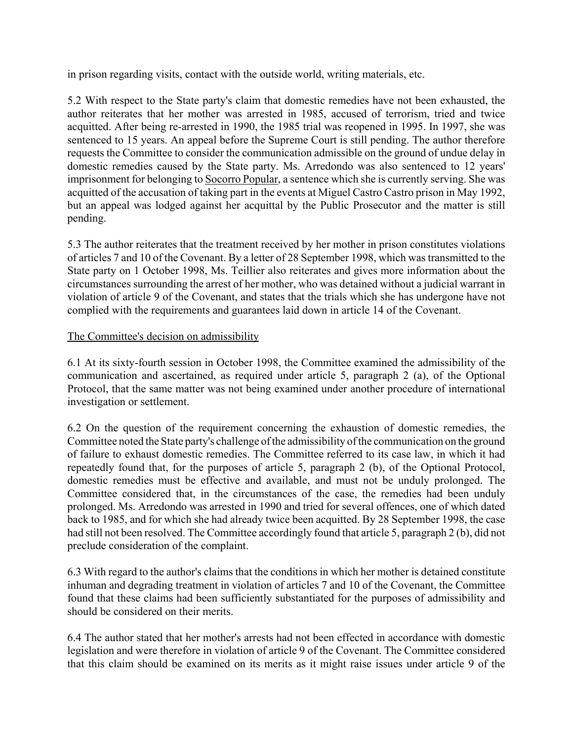in prison regarding visits, contact with the outside world, writing materials, etc.

5.2 With respect to the State party's claim that domestic remedies have not been exhausted, the author reiterates that her mother was arrested in 1985, accused of terrorism, tried and twice acquitted. After being re-arrested in 1990, the 1985 trial was reopened in 1995. In 1997, she was sentenced to 15 years. An appeal before the Supreme Court is still pending. The author therefore requests the Committee to consider the communication admissible on the ground of undue delay in domestic remedies caused by the State party. Ms. Arredondo was also sentenced to 12 years' imprisonment for belonging to Socorro Popular, a sentence which she is currently serving. She was acquitted of the accusation of taking part in the events at Miguel Castro Castro prison in May 1992, but an appeal was lodged against her acquittal by the Public Prosecutor and the matter is still pending.

5.3 The author reiterates that the treatment received by her mother in prison constitutes violations of articles 7 and 10 of the Covenant. By a letter of 28 September 1998, which was transmitted to the State party on 1 October 1998, Ms. Teillier also reiterates and gives more information about the circumstances surrounding the arrest of her mother, who was detained without a judicial warrant in violation of article 9 of the Covenant, and states that the trials which she has undergone have not complied with the requirements and guarantees laid down in article 14 of the Covenant.

## The Committee's decision on admissibility

6.1 At its sixty-fourth session in October 1998, the Committee examined the admissibility of the communication and ascertained, as required under article 5, paragraph 2 (a), of the Optional Protocol, that the same matter was not being examined under another procedure of international investigation or settlement.

6.2 On the question of the requirement concerning the exhaustion of domestic remedies, the Committee noted the State party's challenge of the admissibility of the communication on the ground of failure to exhaust domestic remedies. The Committee referred to its case law, in which it had repeatedly found that, for the purposes of article 5, paragraph 2 (b), of the Optional Protocol, domestic remedies must be effective and available, and must not be unduly prolonged. The Committee considered that, in the circumstances of the case, the remedies had been unduly prolonged. Ms. Arredondo was arrested in 1990 and tried for several offences, one of which dated back to 1985, and for which she had already twice been acquitted. By 28 September 1998, the case had still not been resolved. The Committee accordingly found that article 5, paragraph 2 (b), did not preclude consideration of the complaint.

6.3 With regard to the author's claims that the conditions in which her mother is detained constitute inhuman and degrading treatment in violation of articles 7 and 10 of the Covenant, the Committee found that these claims had been sufficiently substantiated for the purposes of admissibility and should be considered on their merits.

6.4 The author stated that her mother's arrests had not been effected in accordance with domestic legislation and were therefore in violation of article 9 of the Covenant. The Committee considered that this claim should be examined on its merits as it might raise issues under article 9 of the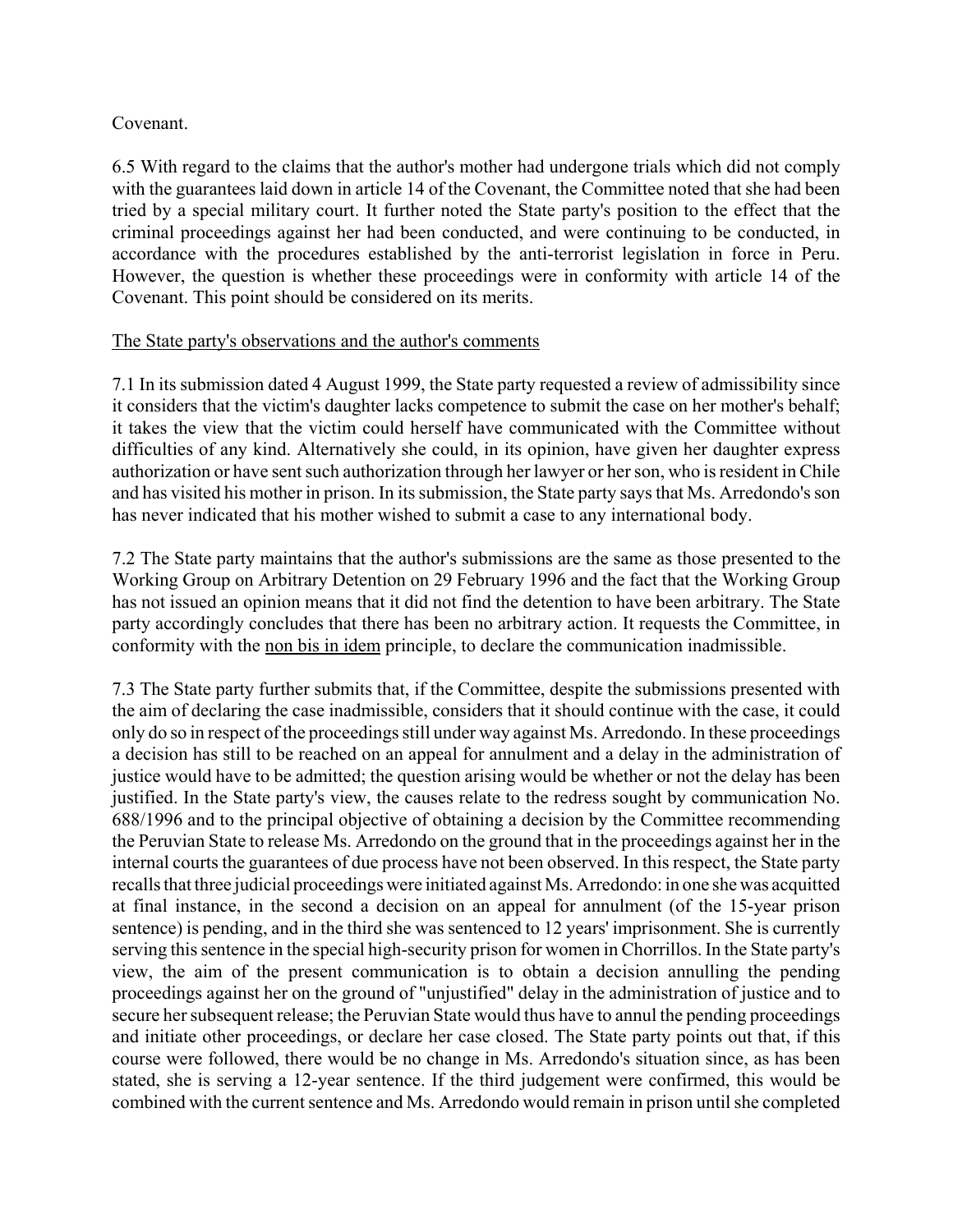Covenant.

6.5 With regard to the claims that the author's mother had undergone trials which did not comply with the guarantees laid down in article 14 of the Covenant, the Committee noted that she had been tried by a special military court. It further noted the State party's position to the effect that the criminal proceedings against her had been conducted, and were continuing to be conducted, in accordance with the procedures established by the anti-terrorist legislation in force in Peru. However, the question is whether these proceedings were in conformity with article 14 of the Covenant. This point should be considered on its merits.

The State party's observations and the author's comments

7.1 In its submission dated 4 August 1999, the State party requested a review of admissibility since it considers that the victim's daughter lacks competence to submit the case on her mother's behalf; it takes the view that the victim could herself have communicated with the Committee without difficulties of any kind. Alternatively she could, in its opinion, have given her daughter express authorization or have sent such authorization through her lawyer or her son, who is resident in Chile and has visited his mother in prison. In its submission, the State party says that Ms. Arredondo's son has never indicated that his mother wished to submit a case to any international body.

7.2 The State party maintains that the author's submissions are the same as those presented to the Working Group on Arbitrary Detention on 29 February 1996 and the fact that the Working Group has not issued an opinion means that it did not find the detention to have been arbitrary. The State party accordingly concludes that there has been no arbitrary action. It requests the Committee, in conformity with the non bis in idem principle, to declare the communication inadmissible.

7.3 The State party further submits that, if the Committee, despite the submissions presented with the aim of declaring the case inadmissible, considers that it should continue with the case, it could only do so in respect of the proceedings still under way against Ms. Arredondo. In these proceedings a decision has still to be reached on an appeal for annulment and a delay in the administration of justice would have to be admitted; the question arising would be whether or not the delay has been justified. In the State party's view, the causes relate to the redress sought by communication No. 688/1996 and to the principal objective of obtaining a decision by the Committee recommending the Peruvian State to release Ms. Arredondo on the ground that in the proceedings against her in the internal courts the guarantees of due process have not been observed. In this respect, the State party recalls that three judicial proceedings were initiated against Ms. Arredondo: in one she was acquitted at final instance, in the second a decision on an appeal for annulment (of the 15-year prison sentence) is pending, and in the third she was sentenced to 12 years' imprisonment. She is currently serving this sentence in the special high-security prison for women in Chorrillos. In the State party's view, the aim of the present communication is to obtain a decision annulling the pending proceedings against her on the ground of "unjustified" delay in the administration of justice and to secure her subsequent release; the Peruvian State would thus have to annul the pending proceedings and initiate other proceedings, or declare her case closed. The State party points out that, if this course were followed, there would be no change in Ms. Arredondo's situation since, as has been stated, she is serving a 12-year sentence. If the third judgement were confirmed, this would be combined with the current sentence and Ms. Arredondo would remain in prison until she completed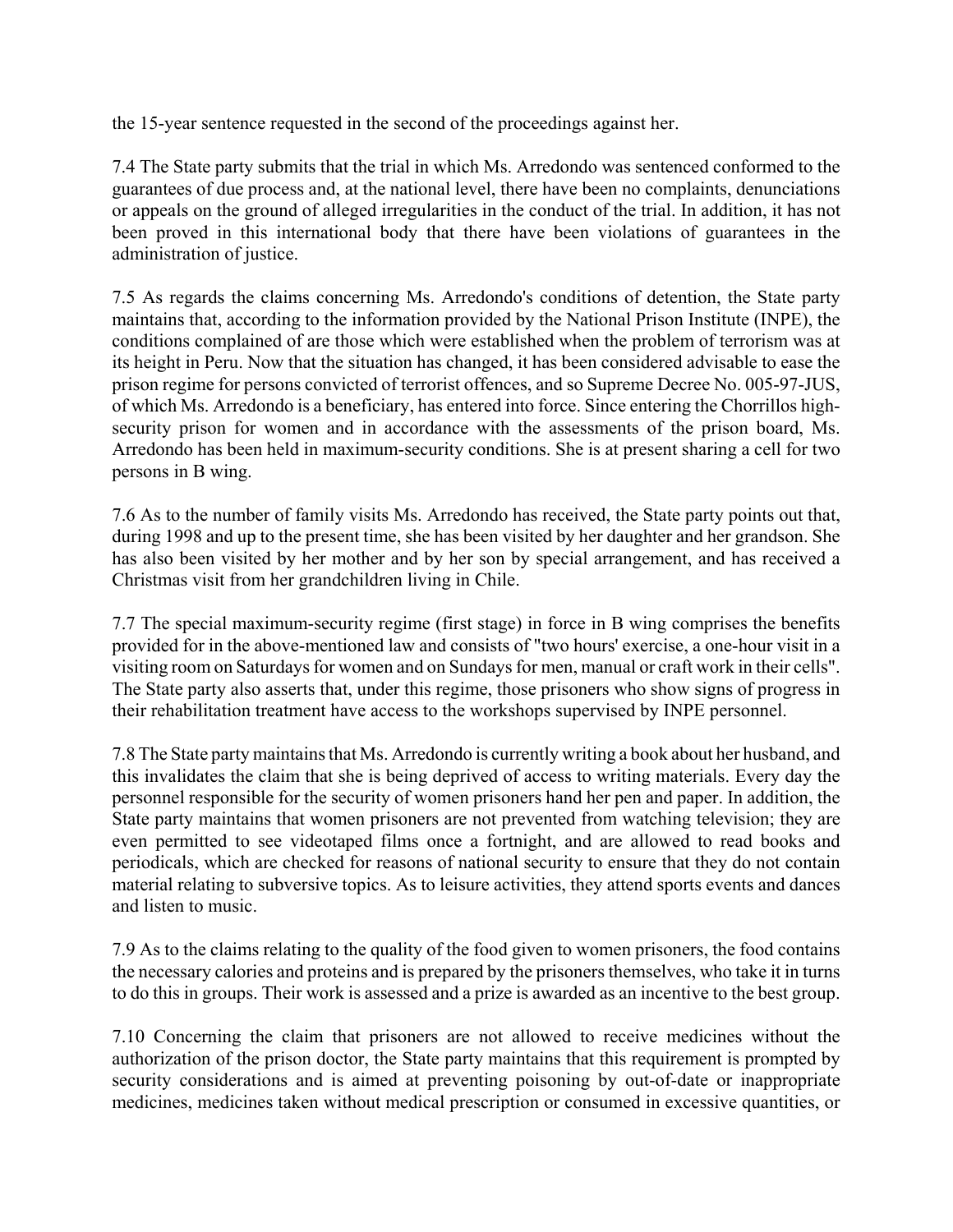the 15-year sentence requested in the second of the proceedings against her.

7.4 The State party submits that the trial in which Ms. Arredondo was sentenced conformed to the guarantees of due process and, at the national level, there have been no complaints, denunciations or appeals on the ground of alleged irregularities in the conduct of the trial. In addition, it has not been proved in this international body that there have been violations of guarantees in the administration of justice.

7.5 As regards the claims concerning Ms. Arredondo's conditions of detention, the State party maintains that, according to the information provided by the National Prison Institute (INPE), the conditions complained of are those which were established when the problem of terrorism was at its height in Peru. Now that the situation has changed, it has been considered advisable to ease the prison regime for persons convicted of terrorist offences, and so Supreme Decree No. 005-97-JUS, of which Ms. Arredondo is a beneficiary, has entered into force. Since entering the Chorrillos high-security prison for women and in accordance with the assessments of the prison board, Ms. Arredondo has been held in maximum-security conditions. She is at present sharing a cell for two persons in B wing.

7.6 As to the number of family visits Ms. Arredondo has received, the State party points out that, during 1998 and up to the present time, she has been visited by her daughter and her grandson. She has also been visited by her mother and by her son by special arrangement, and has received a Christmas visit from her grandchildren living in Chile.

7.7 The special maximum-security regime (first stage) in force in B wing comprises the benefits provided for in the above-mentioned law and consists of "two hours' exercise, a one-hour visit in a visiting room on Saturdays for women and on Sundays for men, manual or craft work in their cells". The State party also asserts that, under this regime, those prisoners who show signs of progress in their rehabilitation treatment have access to the workshops supervised by INPE personnel.

7.8 The State party maintains that Ms. Arredondo is currently writing a book about her husband, and this invalidates the claim that she is being deprived of access to writing materials. Every day the personnel responsible for the security of women prisoners hand her pen and paper. In addition, the State party maintains that women prisoners are not prevented from watching television; they are even permitted to see videotaped films once a fortnight, and are allowed to read books and periodicals, which are checked for reasons of national security to ensure that they do not contain material relating to subversive topics. As to leisure activities, they attend sports events and dances and listen to music.

7.9 As to the claims relating to the quality of the food given to women prisoners, the food contains the necessary calories and proteins and is prepared by the prisoners themselves, who take it in turns to do this in groups. Their work is assessed and a prize is awarded as an incentive to the best group.

7.10 Concerning the claim that prisoners are not allowed to receive medicines without the authorization of the prison doctor, the State party maintains that this requirement is prompted by security considerations and is aimed at preventing poisoning by out-of-date or inappropriate medicines, medicines taken without medical prescription or consumed in excessive quantities, or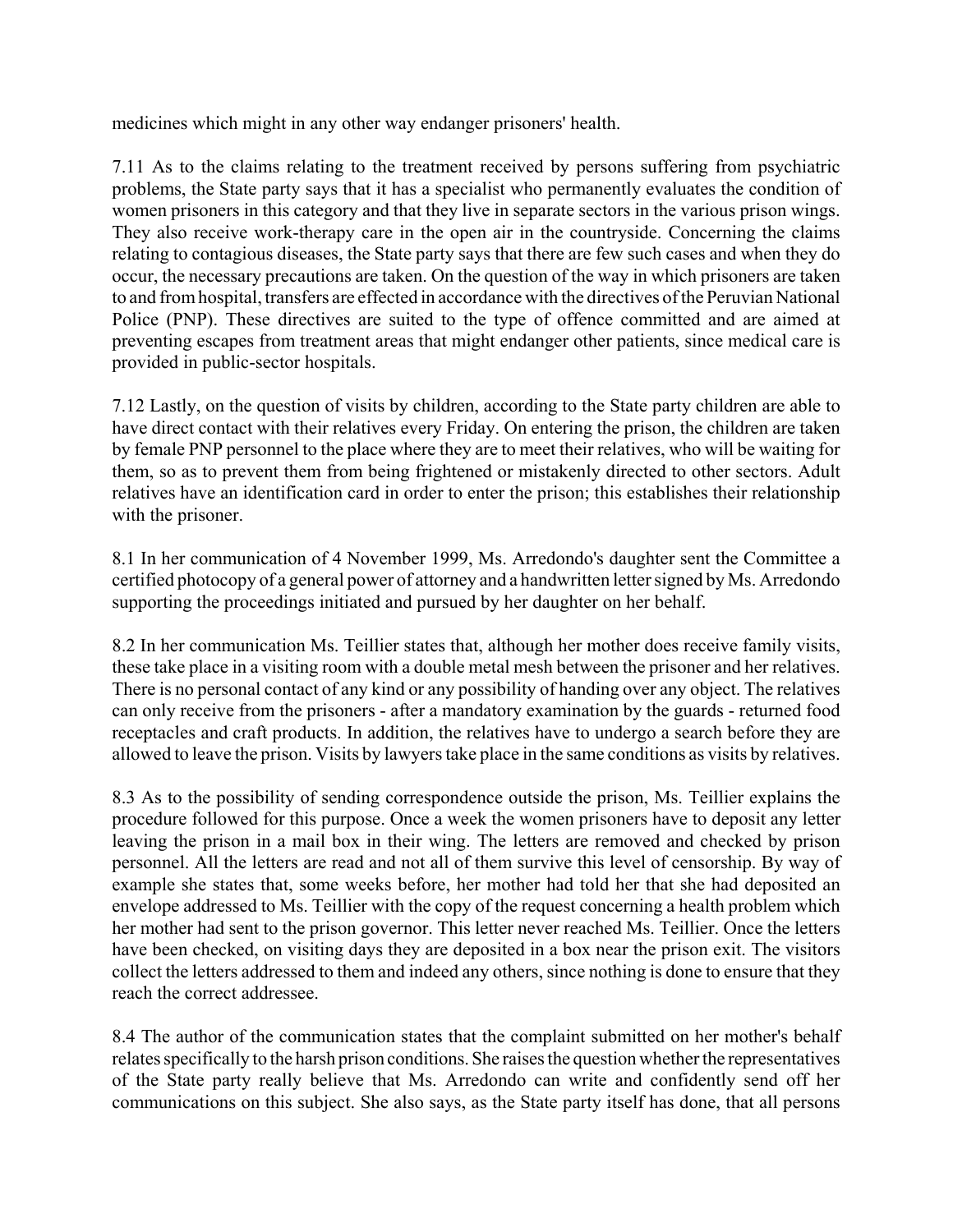medicines which might in any other way endanger prisoners' health.

7.11 As to the claims relating to the treatment received by persons suffering from psychiatric problems, the State party says that it has a specialist who permanently evaluates the condition of women prisoners in this category and that they live in separate sectors in the various prison wings. They also receive work-therapy care in the open air in the countryside. Concerning the claims relating to contagious diseases, the State party says that there are few such cases and when they do occur, the necessary precautions are taken. On the question of the way in which prisoners are taken to and from hospital, transfers are effected in accordance with the directives of the Peruvian National Police (PNP). These directives are suited to the type of offence committed and are aimed at preventing escapes from treatment areas that might endanger other patients, since medical care is provided in public-sector hospitals.

7.12 Lastly, on the question of visits by children, according to the State party children are able to have direct contact with their relatives every Friday. On entering the prison, the children are taken by female PNP personnel to the place where they are to meet their relatives, who will be waiting for them, so as to prevent them from being frightened or mistakenly directed to other sectors. Adult relatives have an identification card in order to enter the prison; this establishes their relationship with the prisoner.

8.1 In her communication of 4 November 1999, Ms. Arredondo's daughter sent the Committee a certified photocopy of a general power of attorney and a handwritten letter signed by Ms. Arredondo supporting the proceedings initiated and pursued by her daughter on her behalf.

8.2 In her communication Ms. Teillier states that, although her mother does receive family visits, these take place in a visiting room with a double metal mesh between the prisoner and her relatives. There is no personal contact of any kind or any possibility of handing over any object. The relatives can only receive from the prisoners - after a mandatory examination by the guards - returned food receptacles and craft products. In addition, the relatives have to undergo a search before they are allowed to leave the prison. Visits by lawyers take place in the same conditions as visits by relatives.

8.3 As to the possibility of sending correspondence outside the prison, Ms. Teillier explains the procedure followed for this purpose. Once a week the women prisoners have to deposit any letter leaving the prison in a mail box in their wing. The letters are removed and checked by prison personnel. All the letters are read and not all of them survive this level of censorship. By way of example she states that, some weeks before, her mother had told her that she had deposited an envelope addressed to Ms. Teillier with the copy of the request concerning a health problem which her mother had sent to the prison governor. This letter never reached Ms. Teillier. Once the letters have been checked, on visiting days they are deposited in a box near the prison exit. The visitors collect the letters addressed to them and indeed any others, since nothing is done to ensure that they reach the correct addressee.

8.4 The author of the communication states that the complaint submitted on her mother's behalf relates specifically to the harsh prison conditions. She raises the question whether the representatives of the State party really believe that Ms. Arredondo can write and confidently send off her communications on this subject. She also says, as the State party itself has done, that all persons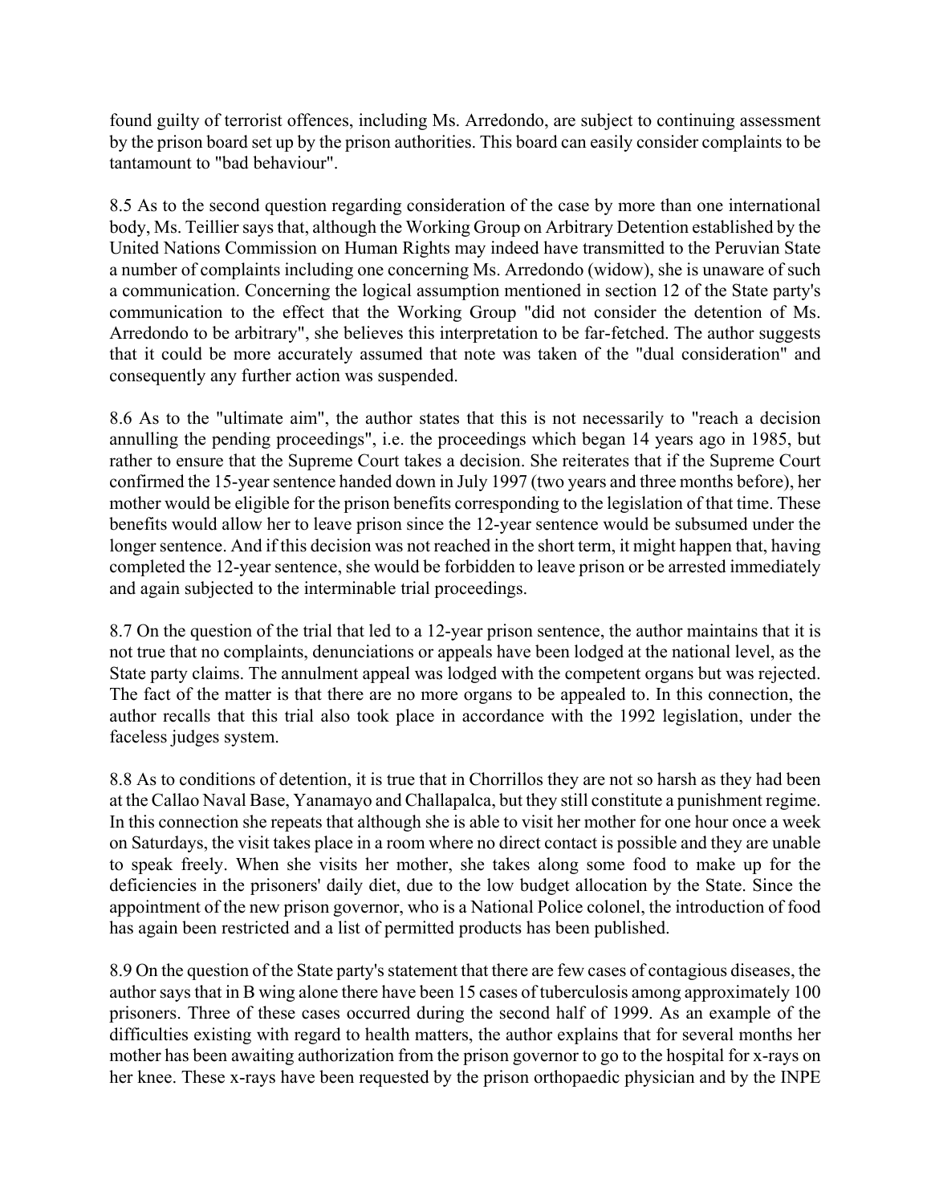found guilty of terrorist offences, including Ms. Arredondo, are subject to continuing assessment by the prison board set up by the prison authorities. This board can easily consider complaints to be tantamount to "bad behaviour".

8.5 As to the second question regarding consideration of the case by more than one international body, Ms. Teillier says that, although the Working Group on Arbitrary Detention established by the United Nations Commission on Human Rights may indeed have transmitted to the Peruvian State a number of complaints including one concerning Ms. Arredondo (widow), she is unaware of such a communication. Concerning the logical assumption mentioned in section 12 of the State party's communication to the effect that the Working Group "did not consider the detention of Ms. Arredondo to be arbitrary", she believes this interpretation to be far-fetched. The author suggests that it could be more accurately assumed that note was taken of the "dual consideration" and consequently any further action was suspended.

8.6 As to the "ultimate aim", the author states that this is not necessarily to "reach a decision annulling the pending proceedings", i.e. the proceedings which began 14 years ago in 1985, but rather to ensure that the Supreme Court takes a decision. She reiterates that if the Supreme Court confirmed the 15-year sentence handed down in July 1997 (two years and three months before), her mother would be eligible for the prison benefits corresponding to the legislation of that time. These benefits would allow her to leave prison since the 12-year sentence would be subsumed under the longer sentence. And if this decision was not reached in the short term, it might happen that, having completed the 12-year sentence, she would be forbidden to leave prison or be arrested immediately and again subjected to the interminable trial proceedings.

8.7 On the question of the trial that led to a 12-year prison sentence, the author maintains that it is not true that no complaints, denunciations or appeals have been lodged at the national level, as the State party claims. The annulment appeal was lodged with the competent organs but was rejected. The fact of the matter is that there are no more organs to be appealed to. In this connection, the author recalls that this trial also took place in accordance with the 1992 legislation, under the faceless judges system.

8.8 As to conditions of detention, it is true that in Chorrillos they are not so harsh as they had been at the Callao Naval Base, Yanamayo and Challapalca, but they still constitute a punishment regime. In this connection she repeats that although she is able to visit her mother for one hour once a week on Saturdays, the visit takes place in a room where no direct contact is possible and they are unable to speak freely. When she visits her mother, she takes along some food to make up for the deficiencies in the prisoners' daily diet, due to the low budget allocation by the State. Since the appointment of the new prison governor, who is a National Police colonel, the introduction of food has again been restricted and a list of permitted products has been published.

8.9 On the question of the State party's statement that there are few cases of contagious diseases, the author says that in B wing alone there have been 15 cases of tuberculosis among approximately 100 prisoners. Three of these cases occurred during the second half of 1999. As an example of the difficulties existing with regard to health matters, the author explains that for several months her mother has been awaiting authorization from the prison governor to go to the hospital for x-rays on her knee. These x-rays have been requested by the prison orthopaedic physician and by the INPE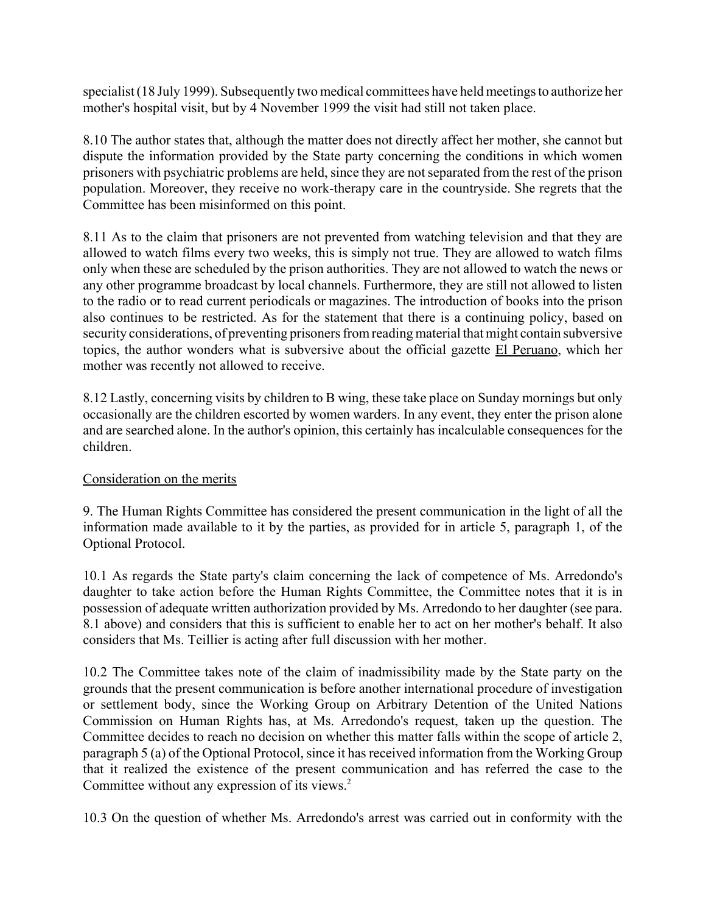specialist (18 July 1999). Subsequently two medical committees have held meetings to authorize her mother's hospital visit, but by 4 November 1999 the visit had still not taken place.

8.10 The author states that, although the matter does not directly affect her mother, she cannot but dispute the information provided by the State party concerning the conditions in which women prisoners with psychiatric problems are held, since they are not separated from the rest of the prison population. Moreover, they receive no work-therapy care in the countryside. She regrets that the Committee has been misinformed on this point.

8.11 As to the claim that prisoners are not prevented from watching television and that they are allowed to watch films every two weeks, this is simply not true. They are allowed to watch films only when these are scheduled by the prison authorities. They are not allowed to watch the news or any other programme broadcast by local channels. Furthermore, they are still not allowed to listen to the radio or to read current periodicals or magazines. The introduction of books into the prison also continues to be restricted. As for the statement that there is a continuing policy, based on security considerations, of preventing prisoners from reading material that might contain subversive topics, the author wonders what is subversive about the official gazette El Peruano, which her mother was recently not allowed to receive.

8.12 Lastly, concerning visits by children to B wing, these take place on Sunday mornings but only occasionally are the children escorted by women warders. In any event, they enter the prison alone and are searched alone. In the author's opinion, this certainly has incalculable consequences for the children.

## Consideration on the merits

9. The Human Rights Committee has considered the present communication in the light of all the information made available to it by the parties, as provided for in article 5, paragraph 1, of the Optional Protocol.

10.1 As regards the State party's claim concerning the lack of competence of Ms. Arredondo's daughter to take action before the Human Rights Committee, the Committee notes that it is in possession of adequate written authorization provided by Ms. Arredondo to her daughter (see para. 8.1 above) and considers that this is sufficient to enable her to act on her mother's behalf. It also considers that Ms. Teillier is acting after full discussion with her mother.

10.2 The Committee takes note of the claim of inadmissibility made by the State party on the grounds that the present communication is before another international procedure of investigation or settlement body, since the Working Group on Arbitrary Detention of the United Nations Commission on Human Rights has, at Ms. Arredondo's request, taken up the question. The Committee decides to reach no decision on whether this matter falls within the scope of article 2, paragraph 5 (a) of the Optional Protocol, since it has received information from the Working Group that it realized the existence of the present communication and has referred the case to the Committee without any expression of its views.[2]

10.3 On the question of whether Ms. Arredondo's arrest was carried out in conformity with the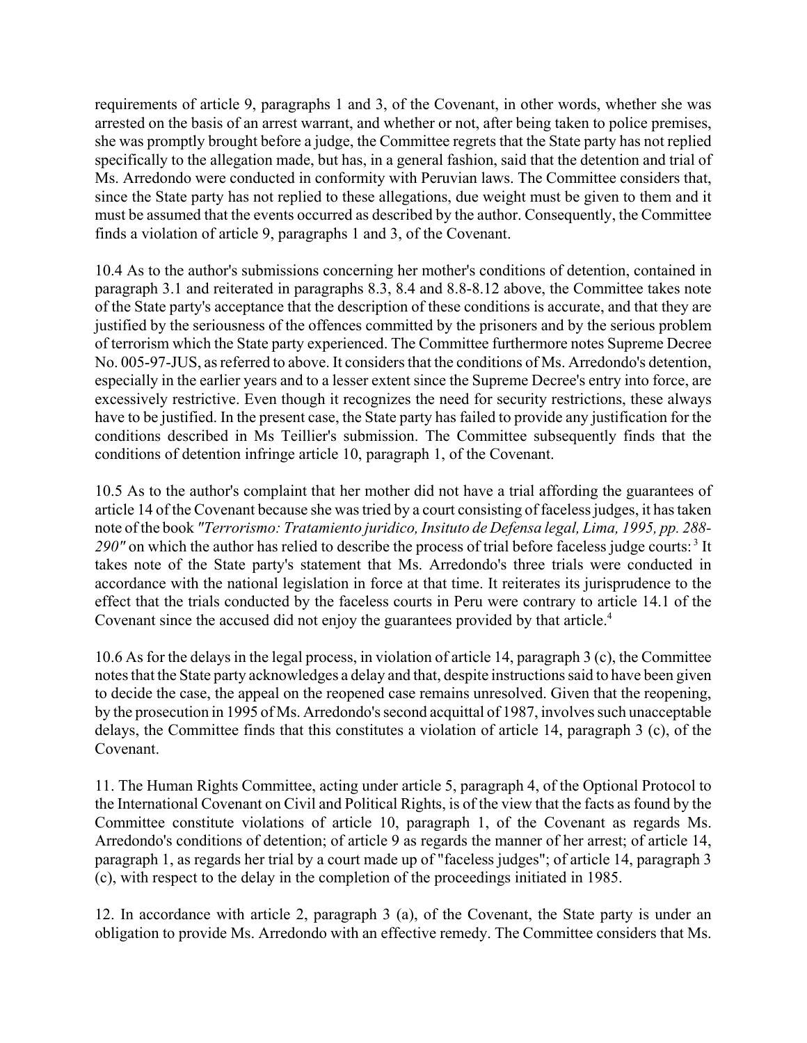requirements of article 9, paragraphs 1 and 3, of the Covenant, in other words, whether she was arrested on the basis of an arrest warrant, and whether or not, after being taken to police premises, she was promptly brought before a judge, the Committee regrets that the State party has not replied specifically to the allegation made, but has, in a general fashion, said that the detention and trial of Ms. Arredondo were conducted in conformity with Peruvian laws. The Committee considers that, since the State party has not replied to these allegations, due weight must be given to them and it must be assumed that the events occurred as described by the author. Consequently, the Committee finds a violation of article 9, paragraphs 1 and 3, of the Covenant.

10.4 As to the author's submissions concerning her mother's conditions of detention, contained in paragraph 3.1 and reiterated in paragraphs 8.3, 8.4 and 8.8-8.12 above, the Committee takes note of the State party's acceptance that the description of these conditions is accurate, and that they are justified by the seriousness of the offences committed by the prisoners and by the serious problem of terrorism which the State party experienced. The Committee furthermore notes Supreme Decree No. 005-97-JUS, as referred to above. It considers that the conditions of Ms. Arredondo's detention, especially in the earlier years and to a lesser extent since the Supreme Decree's entry into force, are excessively restrictive. Even though it recognizes the need for security restrictions, these always have to be justified. In the present case, the State party has failed to provide any justification for the conditions described in Ms Teillier's submission. The Committee subsequently finds that the conditions of detention infringe article 10, paragraph 1, of the Covenant.

10.5 As to the author's complaint that her mother did not have a trial affording the guarantees of article 14 of the Covenant because she was tried by a court consisting of faceless judges, it has taken note of the book *"Terrorismo: Tratamiento juridico, Insituto de Defensa legal, Lima, 1995, pp. 288-290"* on which the author has relied to describe the process of trial before faceless judge courts: [3] It takes note of the State party's statement that Ms. Arredondo's three trials were conducted in accordance with the national legislation in force at that time. It reiterates its jurisprudence to the effect that the trials conducted by the faceless courts in Peru were contrary to article 14.1 of the Covenant since the accused did not enjoy the guarantees provided by that article.[4]

10.6 As for the delays in the legal process, in violation of article 14, paragraph 3 (c), the Committee notes that the State party acknowledges a delay and that, despite instructions said to have been given to decide the case, the appeal on the reopened case remains unresolved. Given that the reopening, by the prosecution in 1995 of Ms. Arredondo's second acquittal of 1987, involves such unacceptable delays, the Committee finds that this constitutes a violation of article 14, paragraph 3 (c), of the Covenant.

11. The Human Rights Committee, acting under article 5, paragraph 4, of the Optional Protocol to the International Covenant on Civil and Political Rights, is of the view that the facts as found by the Committee constitute violations of article 10, paragraph 1, of the Covenant as regards Ms. Arredondo's conditions of detention; of article 9 as regards the manner of her arrest; of article 14, paragraph 1, as regards her trial by a court made up of "faceless judges"; of article 14, paragraph 3 (c), with respect to the delay in the completion of the proceedings initiated in 1985.

12. In accordance with article 2, paragraph 3 (a), of the Covenant, the State party is under an obligation to provide Ms. Arredondo with an effective remedy. The Committee considers that Ms.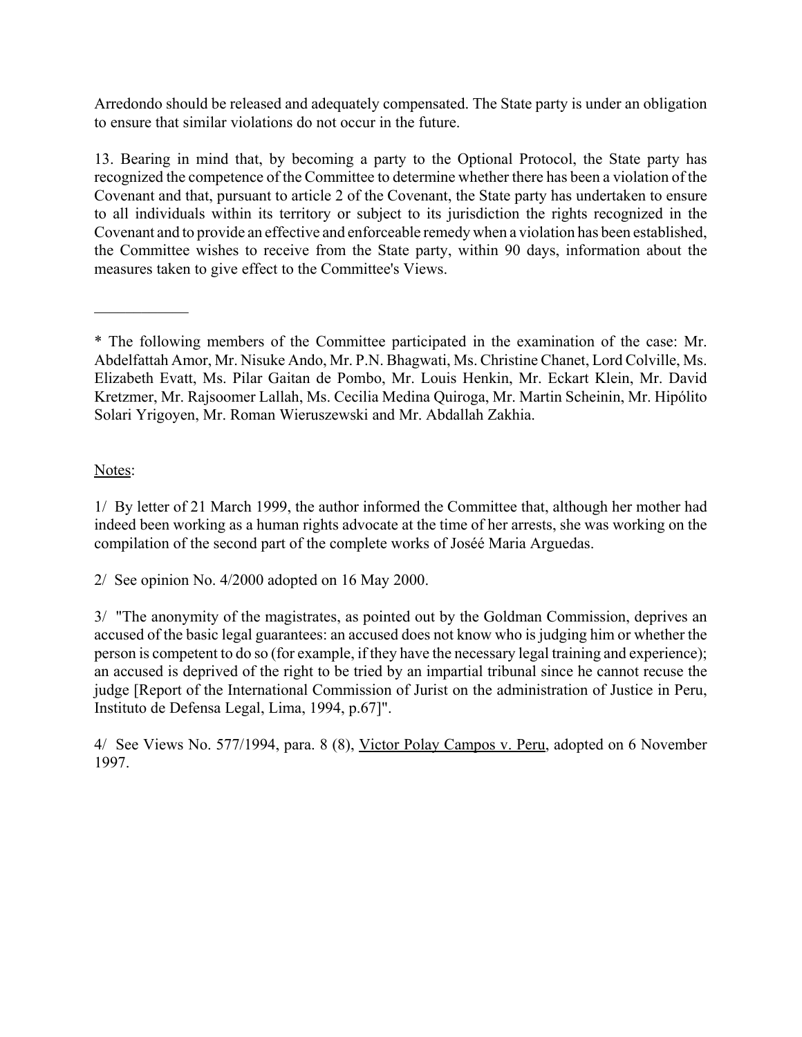Arredondo should be released and adequately compensated. The State party is under an obligation to ensure that similar violations do not occur in the future.

13. Bearing in mind that, by becoming a party to the Optional Protocol, the State party has recognized the competence of the Committee to determine whether there has been a violation of the Covenant and that, pursuant to article 2 of the Covenant, the State party has undertaken to ensure to all individuals within its territory or subject to its jurisdiction the rights recognized in the Covenant and to provide an effective and enforceable remedy when a violation has been established, the Committee wishes to receive from the State party, within 90 days, information about the measures taken to give effect to the Committee's Views.

____________

* The following members of the Committee participated in the examination of the case: Mr. Abdelfattah Amor, Mr. Nisuke Ando, Mr. P.N. Bhagwati, Ms. Christine Chanet, Lord Colville, Ms. Elizabeth Evatt, Ms. Pilar Gaitan de Pombo, Mr. Louis Henkin, Mr. Eckart Klein, Mr. David Kretzmer, Mr. Rajsoomer Lallah, Ms. Cecilia Medina Quiroga, Mr. Martin Scheinin, Mr. Hipólito Solari Yrigoyen, Mr. Roman Wieruszewski and Mr. Abdallah Zakhia.

Notes:

1/ By letter of 21 March 1999, the author informed the Committee that, although her mother had indeed been working as a human rights advocate at the time of her arrests, she was working on the compilation of the second part of the complete works of Joséé Maria Arguedas.

2/ See opinion No. 4/2000 adopted on 16 May 2000.

3/ "The anonymity of the magistrates, as pointed out by the Goldman Commission, deprives an accused of the basic legal guarantees: an accused does not know who is judging him or whether the person is competent to do so (for example, if they have the necessary legal training and experience); an accused is deprived of the right to be tried by an impartial tribunal since he cannot recuse the judge [Report of the International Commission of Jurist on the administration of Justice in Peru, Instituto de Defensa Legal, Lima, 1994, p.67]".

4/ See Views No. 577/1994, para. 8 (8), Victor Polay Campos v. Peru, adopted on 6 November 1997.